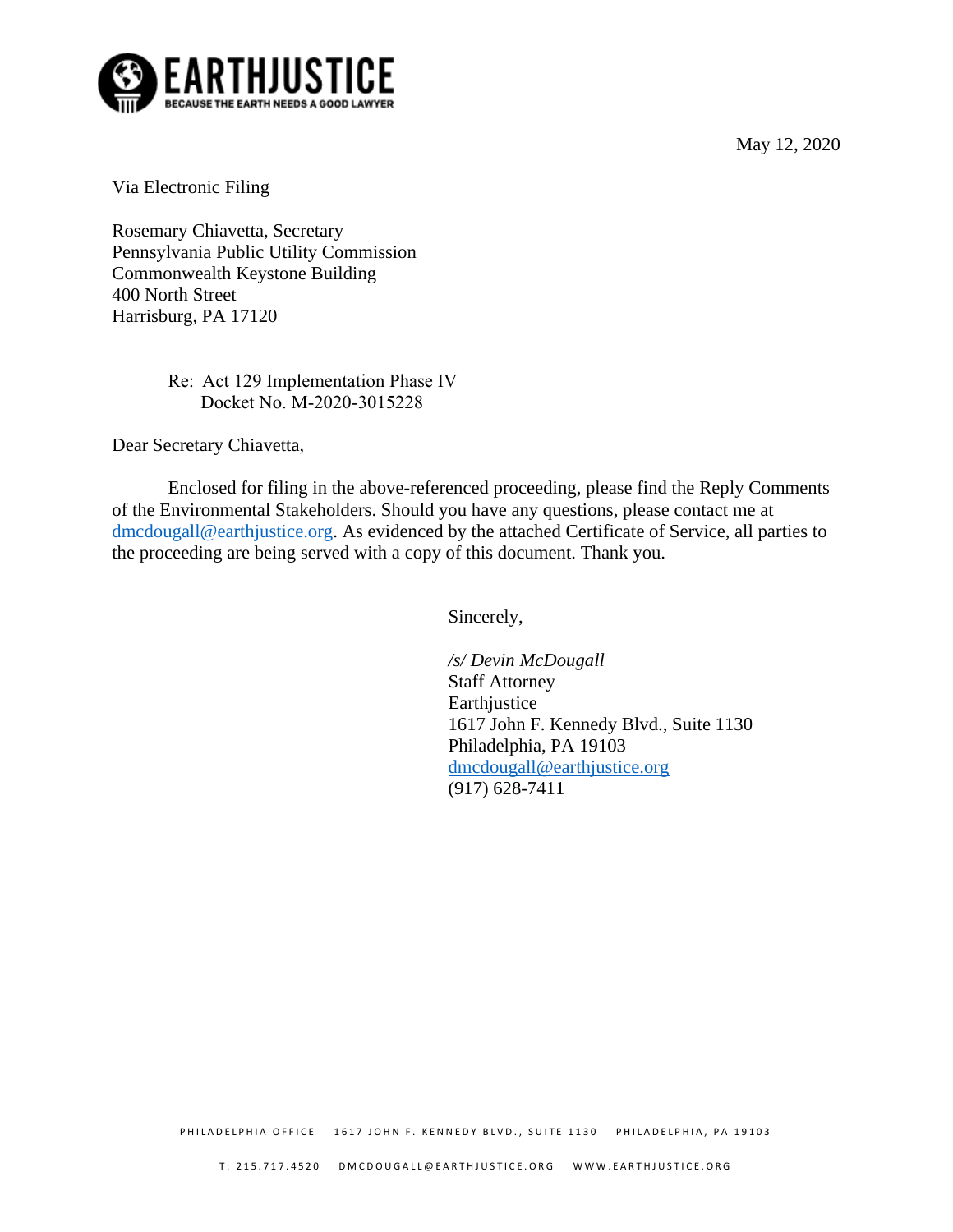EARTHJUSTICE

BECAUSE THE EARTH NEEDS A GOOD LAWYER

May 12, 2020

Via Electronic Filing

Rosemary Chiavetta, Secretary
Pennsylvania Public Utility Commission
Commonwealth Keystone Building
400 North Street
Harrisburg, PA 17120

Re: Act 129 Implementation Phase IV
Docket No. M-2020-3015228

Dear Secretary Chiavetta,

Enclosed for filing in the above-referenced proceeding, please find the Reply Comments of the Environmental Stakeholders. Should you have any questions, please contact me at dmcdougall@earthjustice.org. As evidenced by the attached Certificate of Service, all parties to the proceeding are being served with a copy of this document. Thank you.

Sincerely,

*/s/ Devin McDougall*
Staff Attorney
Earthjustice
1617 John F. Kennedy Blvd., Suite 1130
Philadelphia, PA 19103
dmcdougall@earthjustice.org
(917) 628-7411

PHILADELPHIA OFFICE 1617 JOHN F. KENNEDY BLVD., SUITE 1130 PHILADELPHIA, PA 19103

T: 215.717.4520 DMCDOUGALL@EARTHJUSTICE.ORG WWW.EARTHJUSTICE.ORG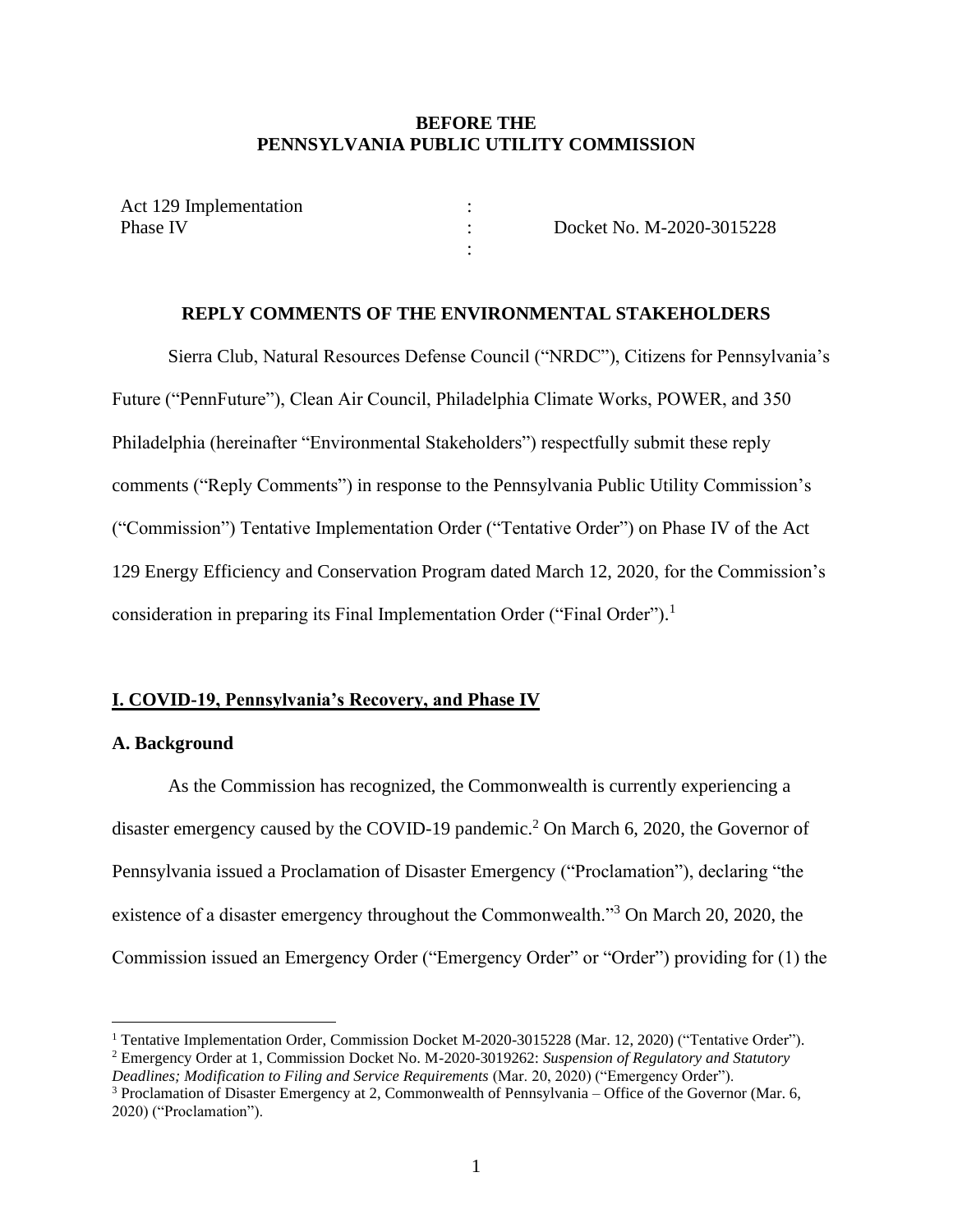**BEFORE THE**
**PENNSYLVANIA PUBLIC UTILITY COMMISSION**

| | | |
|---|---|---|
| Act 129 Implementation | : | |
| Phase IV | : | Docket No. M-2020-3015228 |
| | : | |

**REPLY COMMENTS OF THE ENVIRONMENTAL STAKEHOLDERS**

Sierra Club, Natural Resources Defense Council ("NRDC"), Citizens for Pennsylvania's Future ("PennFuture"), Clean Air Council, Philadelphia Climate Works, POWER, and 350 Philadelphia (hereinafter "Environmental Stakeholders") respectfully submit these reply comments ("Reply Comments") in response to the Pennsylvania Public Utility Commission's ("Commission") Tentative Implementation Order ("Tentative Order") on Phase IV of the Act 129 Energy Efficiency and Conservation Program dated March 12, 2020, for the Commission's consideration in preparing its Final Implementation Order ("Final Order").[1]

## I. COVID-19, Pennsylvania's Recovery, and Phase IV

### A. Background

As the Commission has recognized, the Commonwealth is currently experiencing a disaster emergency caused by the COVID-19 pandemic.[2] On March 6, 2020, the Governor of Pennsylvania issued a Proclamation of Disaster Emergency ("Proclamation"), declaring "the existence of a disaster emergency throughout the Commonwealth."[3] On March 20, 2020, the Commission issued an Emergency Order ("Emergency Order" or "Order") providing for (1) the

---

[1] Tentative Implementation Order, Commission Docket M-2020-3015228 (Mar. 12, 2020) ("Tentative Order").

[2] Emergency Order at 1, Commission Docket No. M-2020-3019262: *Suspension of Regulatory and Statutory Deadlines; Modification to Filing and Service Requirements* (Mar. 20, 2020) ("Emergency Order").

[3] Proclamation of Disaster Emergency at 2, Commonwealth of Pennsylvania – Office of the Governor (Mar. 6, 2020) ("Proclamation").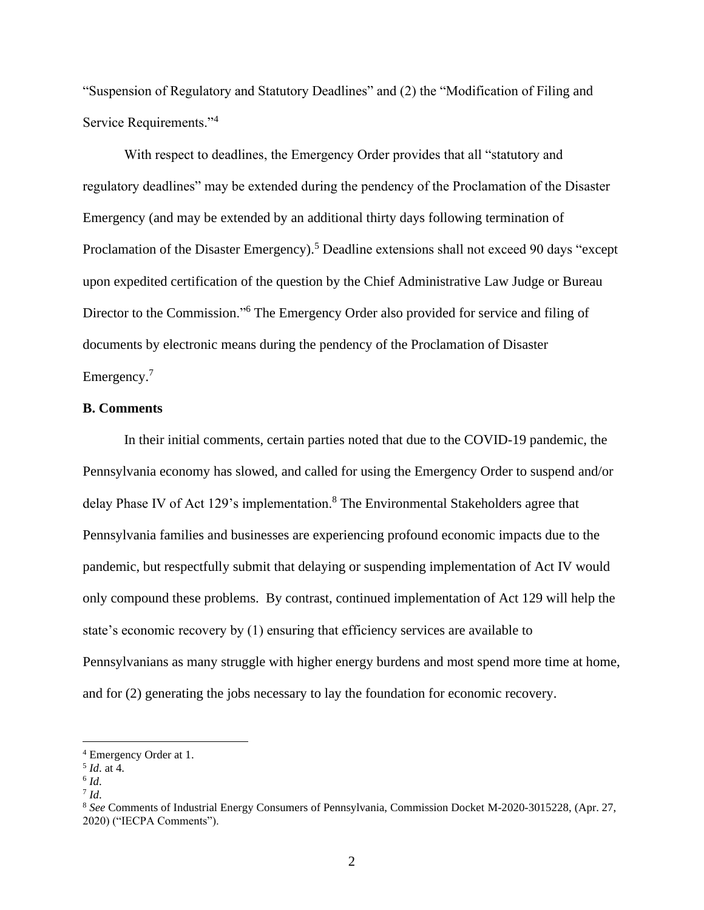"Suspension of Regulatory and Statutory Deadlines" and (2) the "Modification of Filing and Service Requirements."[4]

With respect to deadlines, the Emergency Order provides that all "statutory and regulatory deadlines" may be extended during the pendency of the Proclamation of the Disaster Emergency (and may be extended by an additional thirty days following termination of Proclamation of the Disaster Emergency).[5] Deadline extensions shall not exceed 90 days "except upon expedited certification of the question by the Chief Administrative Law Judge or Bureau Director to the Commission."[6] The Emergency Order also provided for service and filing of documents by electronic means during the pendency of the Proclamation of Disaster Emergency.[7]

**B. Comments**

In their initial comments, certain parties noted that due to the COVID-19 pandemic, the Pennsylvania economy has slowed, and called for using the Emergency Order to suspend and/or delay Phase IV of Act 129's implementation.[8] The Environmental Stakeholders agree that Pennsylvania families and businesses are experiencing profound economic impacts due to the pandemic, but respectfully submit that delaying or suspending implementation of Act IV would only compound these problems. By contrast, continued implementation of Act 129 will help the state's economic recovery by (1) ensuring that efficiency services are available to Pennsylvanians as many struggle with higher energy burdens and most spend more time at home, and for (2) generating the jobs necessary to lay the foundation for economic recovery.

---

[4] Emergency Order at 1.

[5] *Id*. at 4.

[6] *Id*.

[7] *Id*.

[8] *See* Comments of Industrial Energy Consumers of Pennsylvania, Commission Docket M-2020-3015228, (Apr. 27, 2020) ("IECPA Comments").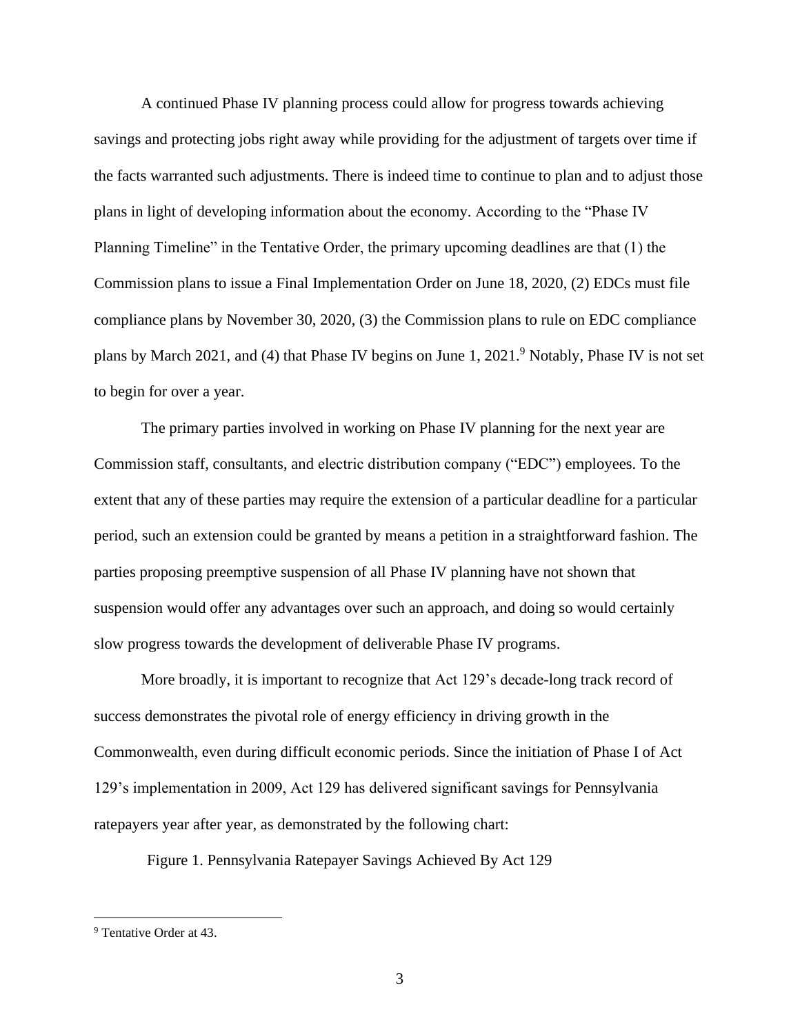A continued Phase IV planning process could allow for progress towards achieving savings and protecting jobs right away while providing for the adjustment of targets over time if the facts warranted such adjustments. There is indeed time to continue to plan and to adjust those plans in light of developing information about the economy. According to the "Phase IV Planning Timeline" in the Tentative Order, the primary upcoming deadlines are that (1) the Commission plans to issue a Final Implementation Order on June 18, 2020, (2) EDCs must file compliance plans by November 30, 2020, (3) the Commission plans to rule on EDC compliance plans by March 2021, and (4) that Phase IV begins on June 1, 2021.[9] Notably, Phase IV is not set to begin for over a year.

The primary parties involved in working on Phase IV planning for the next year are Commission staff, consultants, and electric distribution company ("EDC") employees. To the extent that any of these parties may require the extension of a particular deadline for a particular period, such an extension could be granted by means a petition in a straightforward fashion. The parties proposing preemptive suspension of all Phase IV planning have not shown that suspension would offer any advantages over such an approach, and doing so would certainly slow progress towards the development of deliverable Phase IV programs.

More broadly, it is important to recognize that Act 129's decade-long track record of success demonstrates the pivotal role of energy efficiency in driving growth in the Commonwealth, even during difficult economic periods. Since the initiation of Phase I of Act 129's implementation in 2009, Act 129 has delivered significant savings for Pennsylvania ratepayers year after year, as demonstrated by the following chart:

Figure 1. Pennsylvania Ratepayer Savings Achieved By Act 129

[9] Tentative Order at 43.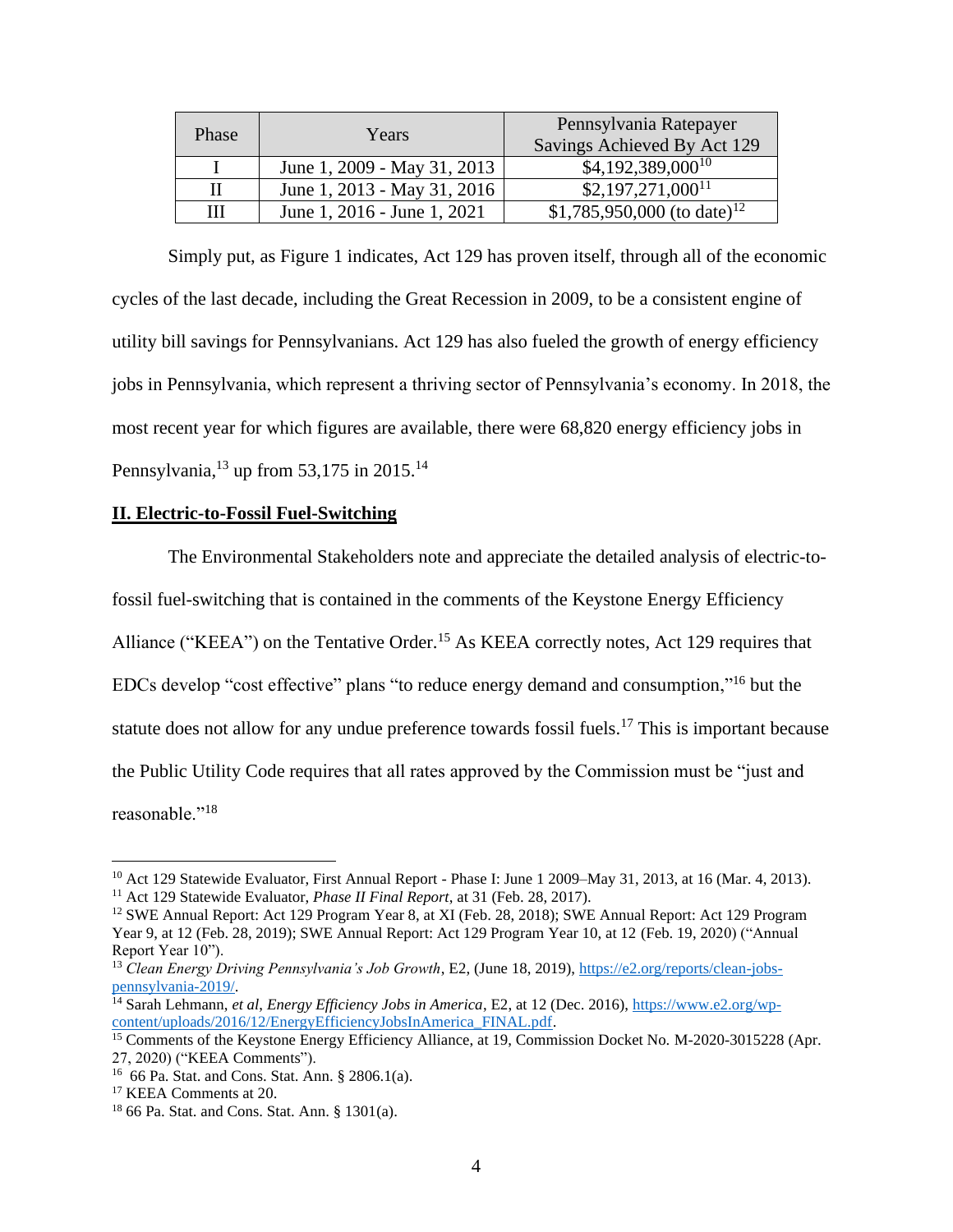| Phase | Years | Pennsylvania Ratepayer Savings Achieved By Act 129 |
|---|---|---|
| I | June 1, 2009 - May 31, 2013 | $4,192,389,000[10] |
| II | June 1, 2013 - May 31, 2016 | $2,197,271,000[11] |
| III | June 1, 2016 - June 1, 2021 | $1,785,950,000 (to date)[12] |

Simply put, as Figure 1 indicates, Act 129 has proven itself, through all of the economic cycles of the last decade, including the Great Recession in 2009, to be a consistent engine of utility bill savings for Pennsylvanians. Act 129 has also fueled the growth of energy efficiency jobs in Pennsylvania, which represent a thriving sector of Pennsylvania's economy. In 2018, the most recent year for which figures are available, there were 68,820 energy efficiency jobs in Pennsylvania,[13] up from 53,175 in 2015.[14]

## II. Electric-to-Fossil Fuel-Switching

The Environmental Stakeholders note and appreciate the detailed analysis of electric-to-fossil fuel-switching that is contained in the comments of the Keystone Energy Efficiency Alliance ("KEEA") on the Tentative Order.[15] As KEEA correctly notes, Act 129 requires that EDCs develop "cost effective" plans "to reduce energy demand and consumption,"[16] but the statute does not allow for any undue preference towards fossil fuels.[17] This is important because the Public Utility Code requires that all rates approved by the Commission must be "just and reasonable."[18]

---

[10] Act 129 Statewide Evaluator, First Annual Report - Phase I: June 1 2009–May 31, 2013, at 16 (Mar. 4, 2013).

[11] Act 129 Statewide Evaluator, *Phase II Final Report*, at 31 (Feb. 28, 2017).

[12] SWE Annual Report: Act 129 Program Year 8, at XI (Feb. 28, 2018); SWE Annual Report: Act 129 Program Year 9, at 12 (Feb. 28, 2019); SWE Annual Report: Act 129 Program Year 10, at 12 (Feb. 19, 2020) ("Annual Report Year 10").

[13] *Clean Energy Driving Pennsylvania's Job Growth*, E2, (June 18, 2019), https://e2.org/reports/clean-jobs-pennsylvania-2019/.

[14] Sarah Lehmann, *et al*, *Energy Efficiency Jobs in America*, E2, at 12 (Dec. 2016), https://www.e2.org/wp-content/uploads/2016/12/EnergyEfficiencyJobsInAmerica_FINAL.pdf.

[15] Comments of the Keystone Energy Efficiency Alliance, at 19, Commission Docket No. M-2020-3015228 (Apr. 27, 2020) ("KEEA Comments").

[16] 66 Pa. Stat. and Cons. Stat. Ann. § 2806.1(a).

[17] KEEA Comments at 20.

[18] 66 Pa. Stat. and Cons. Stat. Ann. § 1301(a).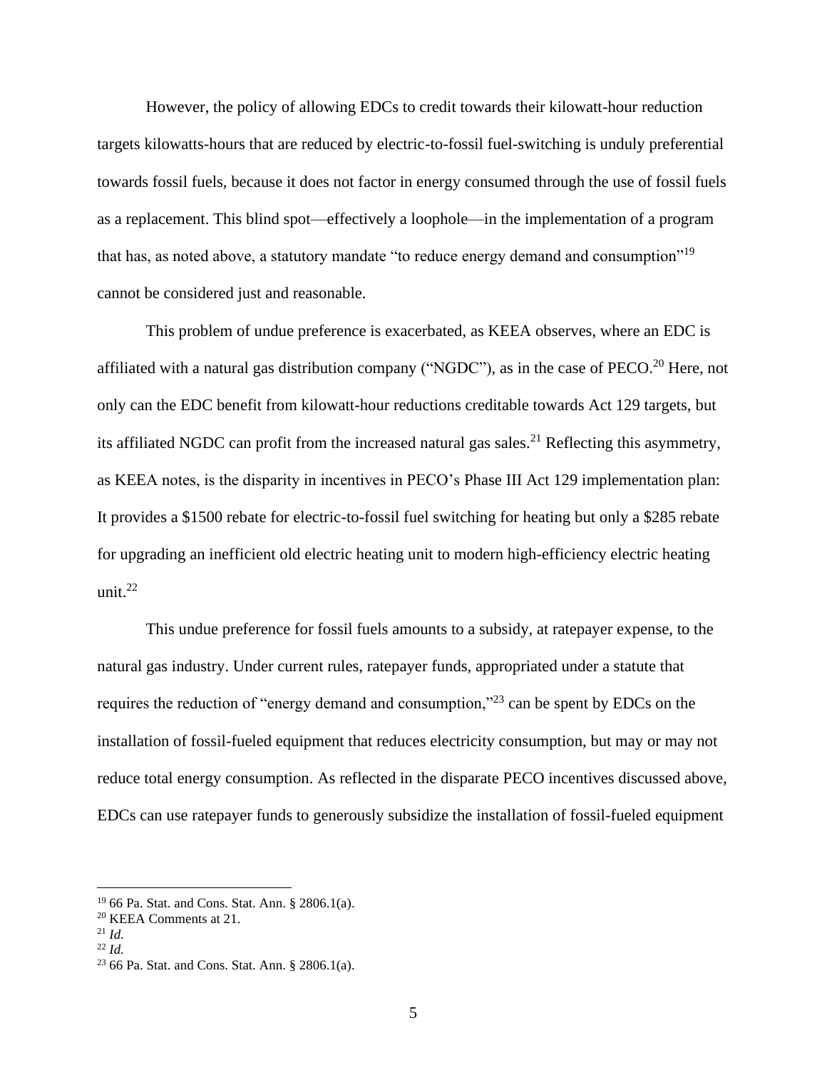However, the policy of allowing EDCs to credit towards their kilowatt-hour reduction targets kilowatts-hours that are reduced by electric-to-fossil fuel-switching is unduly preferential towards fossil fuels, because it does not factor in energy consumed through the use of fossil fuels as a replacement. This blind spot—effectively a loophole—in the implementation of a program that has, as noted above, a statutory mandate "to reduce energy demand and consumption"[19] cannot be considered just and reasonable.

This problem of undue preference is exacerbated, as KEEA observes, where an EDC is affiliated with a natural gas distribution company ("NGDC"), as in the case of PECO.[20] Here, not only can the EDC benefit from kilowatt-hour reductions creditable towards Act 129 targets, but its affiliated NGDC can profit from the increased natural gas sales.[21] Reflecting this asymmetry, as KEEA notes, is the disparity in incentives in PECO's Phase III Act 129 implementation plan: It provides a $1500 rebate for electric-to-fossil fuel switching for heating but only a $285 rebate for upgrading an inefficient old electric heating unit to modern high-efficiency electric heating unit.[22]

This undue preference for fossil fuels amounts to a subsidy, at ratepayer expense, to the natural gas industry. Under current rules, ratepayer funds, appropriated under a statute that requires the reduction of "energy demand and consumption,"[23] can be spent by EDCs on the installation of fossil-fueled equipment that reduces electricity consumption, but may or may not reduce total energy consumption. As reflected in the disparate PECO incentives discussed above, EDCs can use ratepayer funds to generously subsidize the installation of fossil-fueled equipment

---

[19] 66 Pa. Stat. and Cons. Stat. Ann. § 2806.1(a).

[20] KEEA Comments at 21.

[21] *Id.*

[22] *Id.*

[23] 66 Pa. Stat. and Cons. Stat. Ann. § 2806.1(a).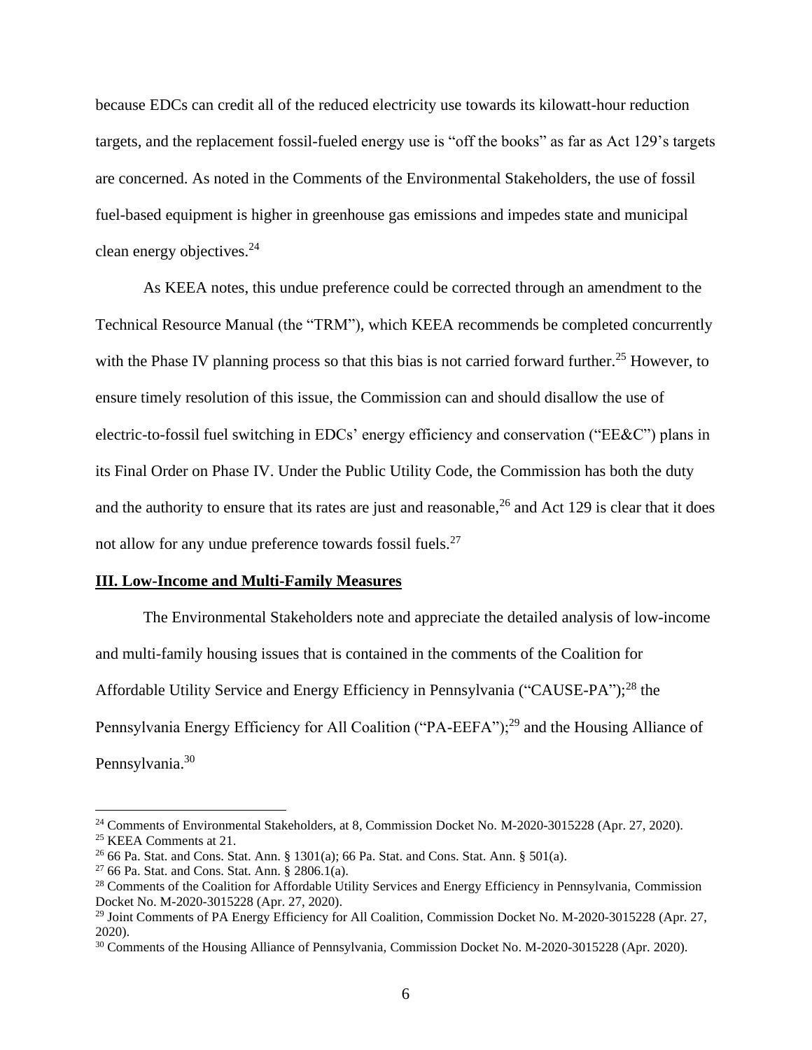because EDCs can credit all of the reduced electricity use towards its kilowatt-hour reduction targets, and the replacement fossil-fueled energy use is "off the books" as far as Act 129's targets are concerned. As noted in the Comments of the Environmental Stakeholders, the use of fossil fuel-based equipment is higher in greenhouse gas emissions and impedes state and municipal clean energy objectives.[24]

As KEEA notes, this undue preference could be corrected through an amendment to the Technical Resource Manual (the "TRM"), which KEEA recommends be completed concurrently with the Phase IV planning process so that this bias is not carried forward further.[25] However, to ensure timely resolution of this issue, the Commission can and should disallow the use of electric-to-fossil fuel switching in EDCs' energy efficiency and conservation ("EE&C") plans in its Final Order on Phase IV. Under the Public Utility Code, the Commission has both the duty and the authority to ensure that its rates are just and reasonable,[26] and Act 129 is clear that it does not allow for any undue preference towards fossil fuels.[27]

## III. Low-Income and Multi-Family Measures

The Environmental Stakeholders note and appreciate the detailed analysis of low-income and multi-family housing issues that is contained in the comments of the Coalition for Affordable Utility Service and Energy Efficiency in Pennsylvania ("CAUSE-PA");[28] the Pennsylvania Energy Efficiency for All Coalition ("PA-EEFA");[29] and the Housing Alliance of Pennsylvania.[30]

---

[24] Comments of Environmental Stakeholders, at 8, Commission Docket No. M-2020-3015228 (Apr. 27, 2020).

[25] KEEA Comments at 21.

[26] 66 Pa. Stat. and Cons. Stat. Ann. § 1301(a); 66 Pa. Stat. and Cons. Stat. Ann. § 501(a).

[27] 66 Pa. Stat. and Cons. Stat. Ann. § 2806.1(a).

[28] Comments of the Coalition for Affordable Utility Services and Energy Efficiency in Pennsylvania, Commission Docket No. M-2020-3015228 (Apr. 27, 2020).

[29] Joint Comments of PA Energy Efficiency for All Coalition, Commission Docket No. M-2020-3015228 (Apr. 27, 2020).

[30] Comments of the Housing Alliance of Pennsylvania, Commission Docket No. M-2020-3015228 (Apr. 2020).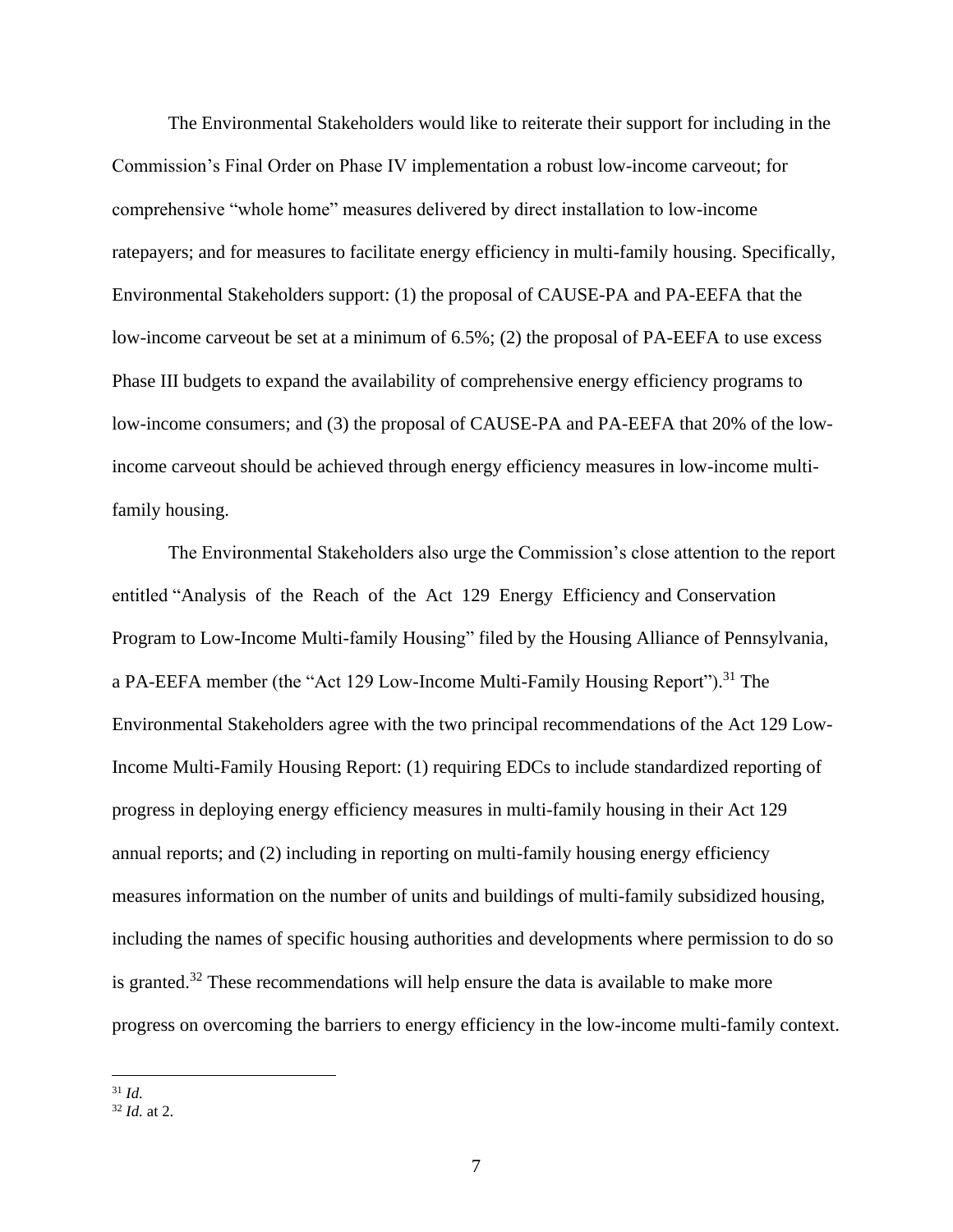The Environmental Stakeholders would like to reiterate their support for including in the Commission's Final Order on Phase IV implementation a robust low-income carveout; for comprehensive "whole home" measures delivered by direct installation to low-income ratepayers; and for measures to facilitate energy efficiency in multi-family housing. Specifically, Environmental Stakeholders support: (1) the proposal of CAUSE-PA and PA-EEFA that the low-income carveout be set at a minimum of 6.5%; (2) the proposal of PA-EEFA to use excess Phase III budgets to expand the availability of comprehensive energy efficiency programs to low-income consumers; and (3) the proposal of CAUSE-PA and PA-EEFA that 20% of the low-income carveout should be achieved through energy efficiency measures in low-income multi-family housing.

The Environmental Stakeholders also urge the Commission's close attention to the report entitled "Analysis of the Reach of the Act 129 Energy Efficiency and Conservation Program to Low-Income Multi-family Housing" filed by the Housing Alliance of Pennsylvania, a PA-EEFA member (the "Act 129 Low-Income Multi-Family Housing Report").[31] The Environmental Stakeholders agree with the two principal recommendations of the Act 129 Low-Income Multi-Family Housing Report: (1) requiring EDCs to include standardized reporting of progress in deploying energy efficiency measures in multi-family housing in their Act 129 annual reports; and (2) including in reporting on multi-family housing energy efficiency measures information on the number of units and buildings of multi-family subsidized housing, including the names of specific housing authorities and developments where permission to do so is granted.[32] These recommendations will help ensure the data is available to make more progress on overcoming the barriers to energy efficiency in the low-income multi-family context.

---

[31] *Id.*

[32] *Id.* at 2.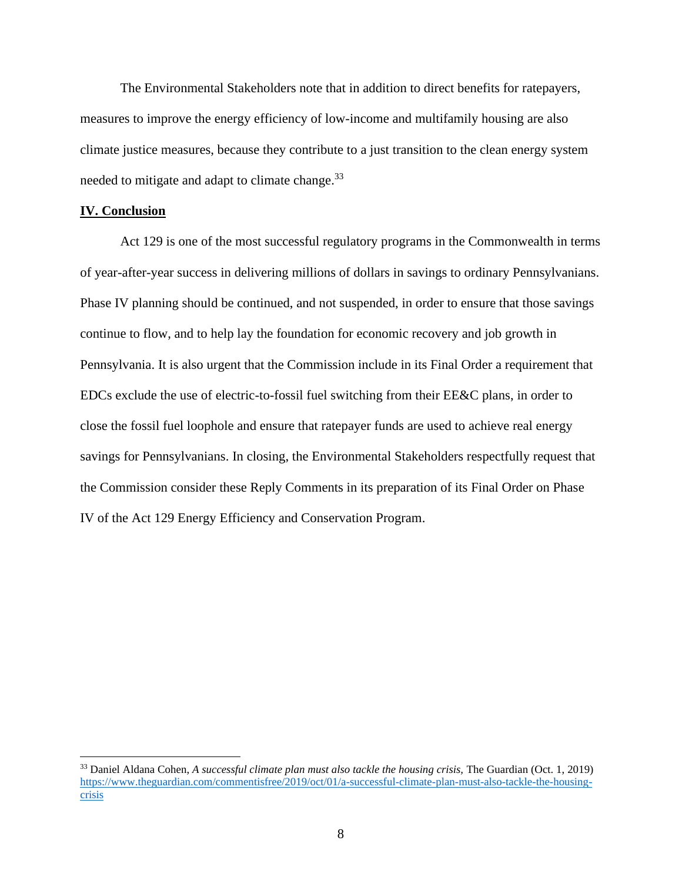The Environmental Stakeholders note that in addition to direct benefits for ratepayers, measures to improve the energy efficiency of low-income and multifamily housing are also climate justice measures, because they contribute to a just transition to the clean energy system needed to mitigate and adapt to climate change.[33]

## **IV. Conclusion**

Act 129 is one of the most successful regulatory programs in the Commonwealth in terms of year-after-year success in delivering millions of dollars in savings to ordinary Pennsylvanians. Phase IV planning should be continued, and not suspended, in order to ensure that those savings continue to flow, and to help lay the foundation for economic recovery and job growth in Pennsylvania. It is also urgent that the Commission include in its Final Order a requirement that EDCs exclude the use of electric-to-fossil fuel switching from their EE&C plans, in order to close the fossil fuel loophole and ensure that ratepayer funds are used to achieve real energy savings for Pennsylvanians. In closing, the Environmental Stakeholders respectfully request that the Commission consider these Reply Comments in its preparation of its Final Order on Phase IV of the Act 129 Energy Efficiency and Conservation Program.

---

[33] Daniel Aldana Cohen, *A successful climate plan must also tackle the housing crisis,* The Guardian (Oct. 1, 2019) https://www.theguardian.com/commentisfree/2019/oct/01/a-successful-climate-plan-must-also-tackle-the-housing-crisis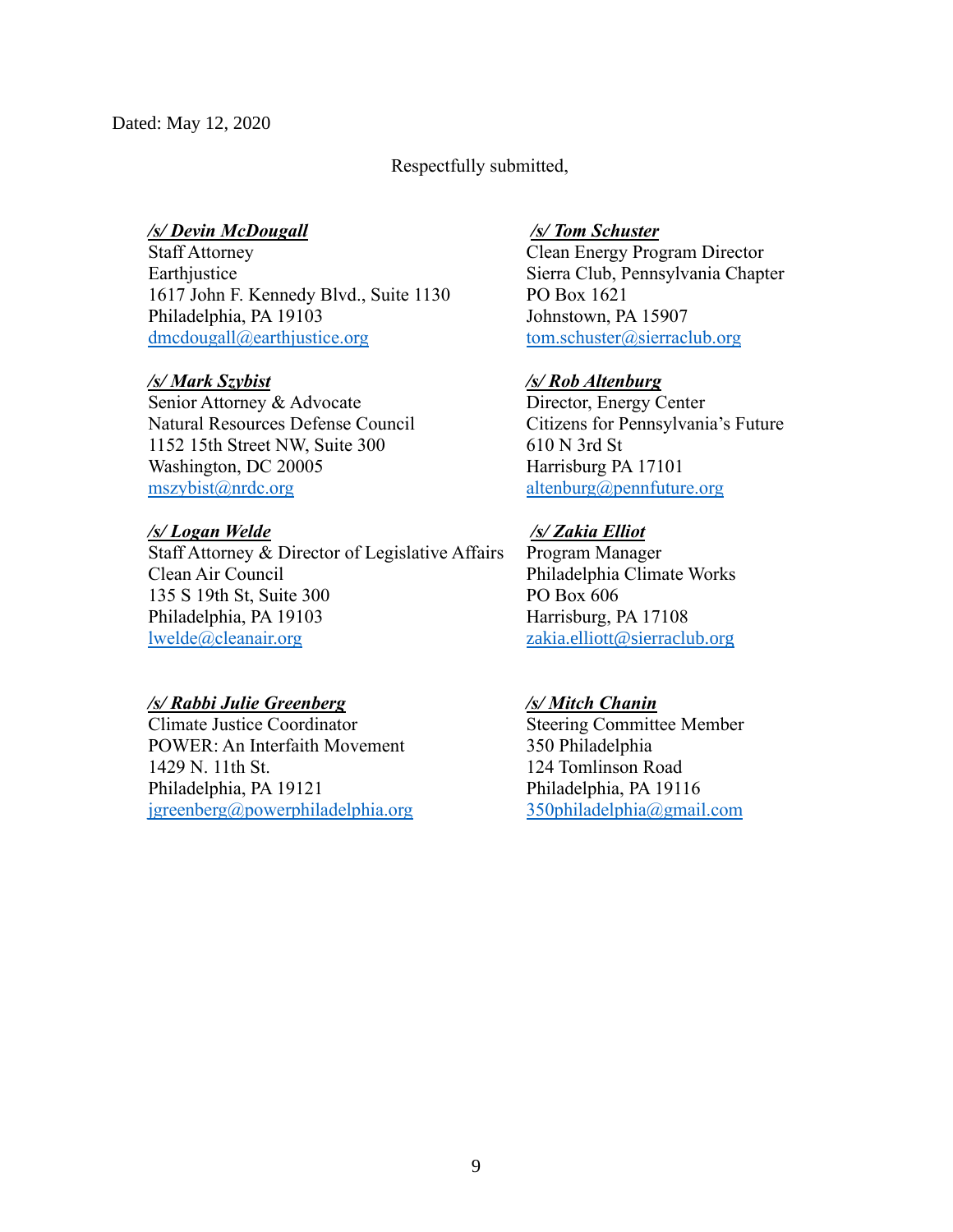Dated: May 12, 2020

Respectfully submitted,

***/s/ Devin McDougall***
Staff Attorney
Earthjustice
1617 John F. Kennedy Blvd., Suite 1130
Philadelphia, PA 19103
dmcdougall@earthjustice.org

***/s/ Mark Szybist***
Senior Attorney & Advocate
Natural Resources Defense Council
1152 15th Street NW, Suite 300
Washington, DC 20005
mszybist@nrdc.org

***/s/ Logan Welde***
Staff Attorney & Director of Legislative Affairs
Clean Air Council
135 S 19th St, Suite 300
Philadelphia, PA 19103
lwelde@cleanair.org

***/s/ Rabbi Julie Greenberg***
Climate Justice Coordinator
POWER: An Interfaith Movement
1429 N. 11th St.
Philadelphia, PA 19121
jgreenberg@powerphiladelphia.org

***/s/ Tom Schuster***
Clean Energy Program Director
Sierra Club, Pennsylvania Chapter
PO Box 1621
Johnstown, PA 15907
tom.schuster@sierraclub.org

***/s/ Rob Altenburg***
Director, Energy Center
Citizens for Pennsylvania's Future
610 N 3rd St
Harrisburg PA 17101
altenburg@pennfuture.org

***/s/ Zakia Elliot***
Program Manager
Philadelphia Climate Works
PO Box 606
Harrisburg, PA 17108
zakia.elliott@sierraclub.org

***/s/ Mitch Chanin***
Steering Committee Member
350 Philadelphia
124 Tomlinson Road
Philadelphia, PA 19116
350philadelphia@gmail.com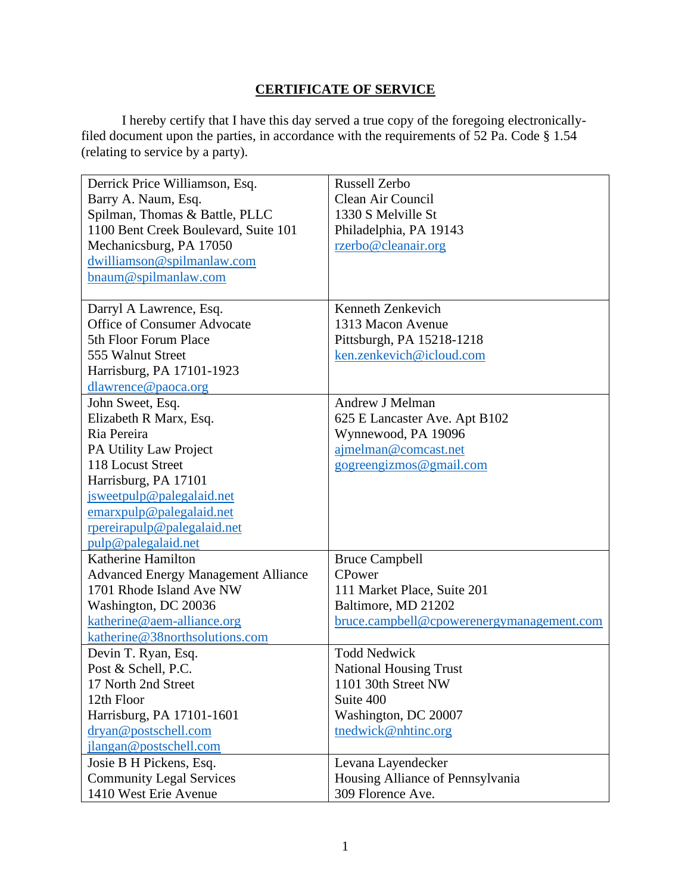## CERTIFICATE OF SERVICE

I hereby certify that I have this day served a true copy of the foregoing electronically-filed document upon the parties, in accordance with the requirements of 52 Pa. Code § 1.54 (relating to service by a party).

| | |
|---|---|
| Derrick Price Williamson, Esq.<br>Barry A. Naum, Esq.<br>Spilman, Thomas & Battle, PLLC<br>1100 Bent Creek Boulevard, Suite 101<br>Mechanicsburg, PA 17050<br>dwilliamson@spilmanlaw.com<br>bnaum@spilmanlaw.com | Russell Zerbo<br>Clean Air Council<br>1330 S Melville St<br>Philadelphia, PA 19143<br>rzerbo@cleanair.org |
| Darryl A Lawrence, Esq.<br>Office of Consumer Advocate<br>5th Floor Forum Place<br>555 Walnut Street<br>Harrisburg, PA 17101-1923<br>dlawrence@paoca.org | Kenneth Zenkevich<br>1313 Macon Avenue<br>Pittsburgh, PA 15218-1218<br>ken.zenkevich@icloud.com |
| John Sweet, Esq.<br>Elizabeth R Marx, Esq.<br>Ria Pereira<br>PA Utility Law Project<br>118 Locust Street<br>Harrisburg, PA 17101<br>jsweetpulp@palegalaid.net<br>emarxpulp@palegalaid.net<br>rpereirapulp@palegalaid.net<br>pulp@palegalaid.net | Andrew J Melman<br>625 E Lancaster Ave. Apt B102<br>Wynnewood, PA 19096<br>ajmelman@comcast.net<br>gogreengizmos@gmail.com |
| Katherine Hamilton<br>Advanced Energy Management Alliance<br>1701 Rhode Island Ave NW<br>Washington, DC 20036<br>katherine@aem-alliance.org<br>katherine@38northsolutions.com | Bruce Campbell<br>CPower<br>111 Market Place, Suite 201<br>Baltimore, MD 21202<br>bruce.campbell@cpowerenergymanagement.com |
| Devin T. Ryan, Esq.<br>Post & Schell, P.C.<br>17 North 2nd Street<br>12th Floor<br>Harrisburg, PA 17101-1601<br>dryan@postschell.com<br>jlangan@postschell.com | Todd Nedwick<br>National Housing Trust<br>1101 30th Street NW<br>Suite 400<br>Washington, DC 20007<br>tnedwick@nhtinc.org |
| Josie B H Pickens, Esq.<br>Community Legal Services<br>1410 West Erie Avenue | Levana Layendecker<br>Housing Alliance of Pennsylvania<br>309 Florence Ave. |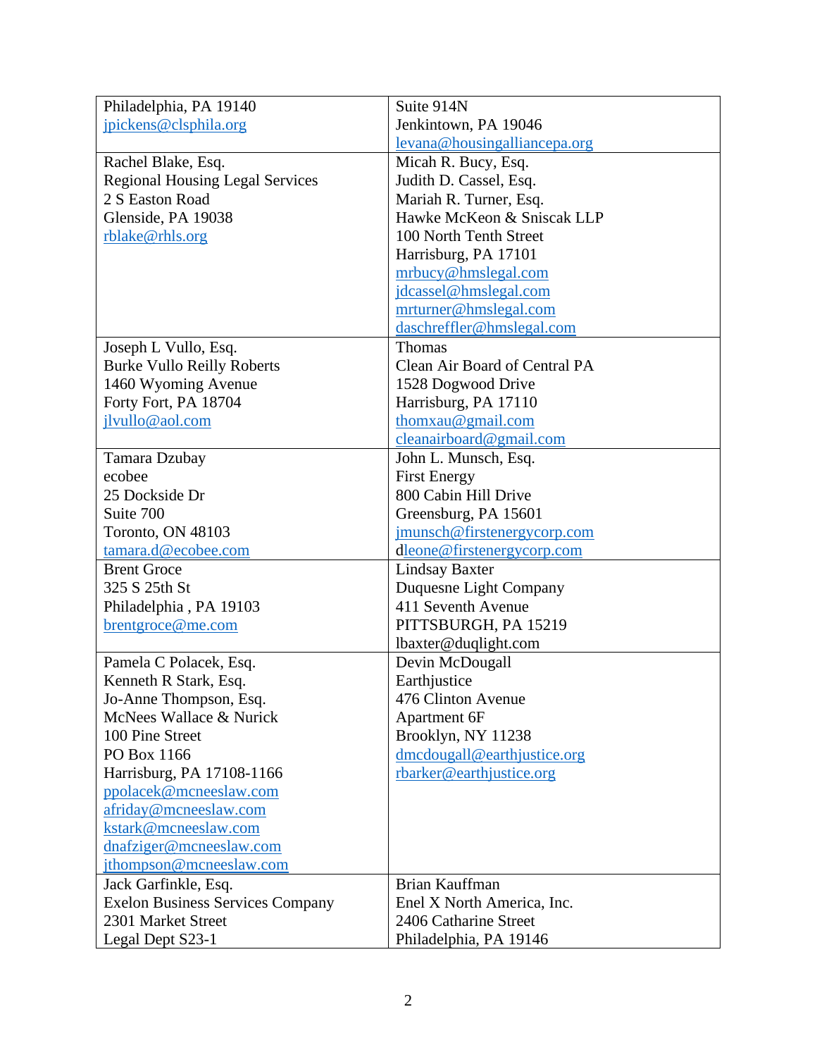| | |
|---|---|
| Philadelphia, PA 19140<br>jpickens@clsphila.org | Suite 914N<br>Jenkintown, PA 19046<br>levana@housingalliancepa.org |
| Rachel Blake, Esq.<br>Regional Housing Legal Services<br>2 S Easton Road<br>Glenside, PA 19038<br>rblake@rhls.org | Micah R. Bucy, Esq.<br>Judith D. Cassel, Esq.<br>Mariah R. Turner, Esq.<br>Hawke McKeon & Sniscak LLP<br>100 North Tenth Street<br>Harrisburg, PA 17101<br>mrbucy@hmslegal.com<br>jdcassel@hmslegal.com<br>mrturner@hmslegal.com<br>daschreffler@hmslegal.com |
| Joseph L Vullo, Esq.<br>Burke Vullo Reilly Roberts<br>1460 Wyoming Avenue<br>Forty Fort, PA 18704<br>jlvullo@aol.com | Thomas<br>Clean Air Board of Central PA<br>1528 Dogwood Drive<br>Harrisburg, PA 17110<br>thomxau@gmail.com<br>cleanairboard@gmail.com |
| Tamara Dzubay<br>ecobee<br>25 Dockside Dr<br>Suite 700<br>Toronto, ON 48103<br>tamara.d@ecobee.com | John L. Munsch, Esq.<br>First Energy<br>800 Cabin Hill Drive<br>Greensburg, PA 15601<br>jmunsch@firstenergycorp.com<br>dleone@firstenergycorp.com |
| Brent Groce<br>325 S 25th St<br>Philadelphia , PA 19103<br>brentgroce@me.com | Lindsay Baxter<br>Duquesne Light Company<br>411 Seventh Avenue<br>PITTSBURGH, PA 15219<br>lbaxter@duqlight.com |
| Pamela C Polacek, Esq.<br>Kenneth R Stark, Esq.<br>Jo-Anne Thompson, Esq.<br>McNees Wallace & Nurick<br>100 Pine Street<br>PO Box 1166<br>Harrisburg, PA 17108-1166<br>ppolacek@mcneeslaw.com<br>afriday@mcneeslaw.com<br>kstark@mcneeslaw.com<br>dnafziger@mcneeslaw.com<br>jthompson@mcneeslaw.com | Devin McDougall<br>Earthjustice<br>476 Clinton Avenue<br>Apartment 6F<br>Brooklyn, NY 11238<br>dmcdougall@earthjustice.org<br>rbarker@earthjustice.org |
| Jack Garfinkle, Esq.<br>Exelon Business Services Company<br>2301 Market Street<br>Legal Dept S23-1 | Brian Kauffman<br>Enel X North America, Inc.<br>2406 Catharine Street<br>Philadelphia, PA 19146 |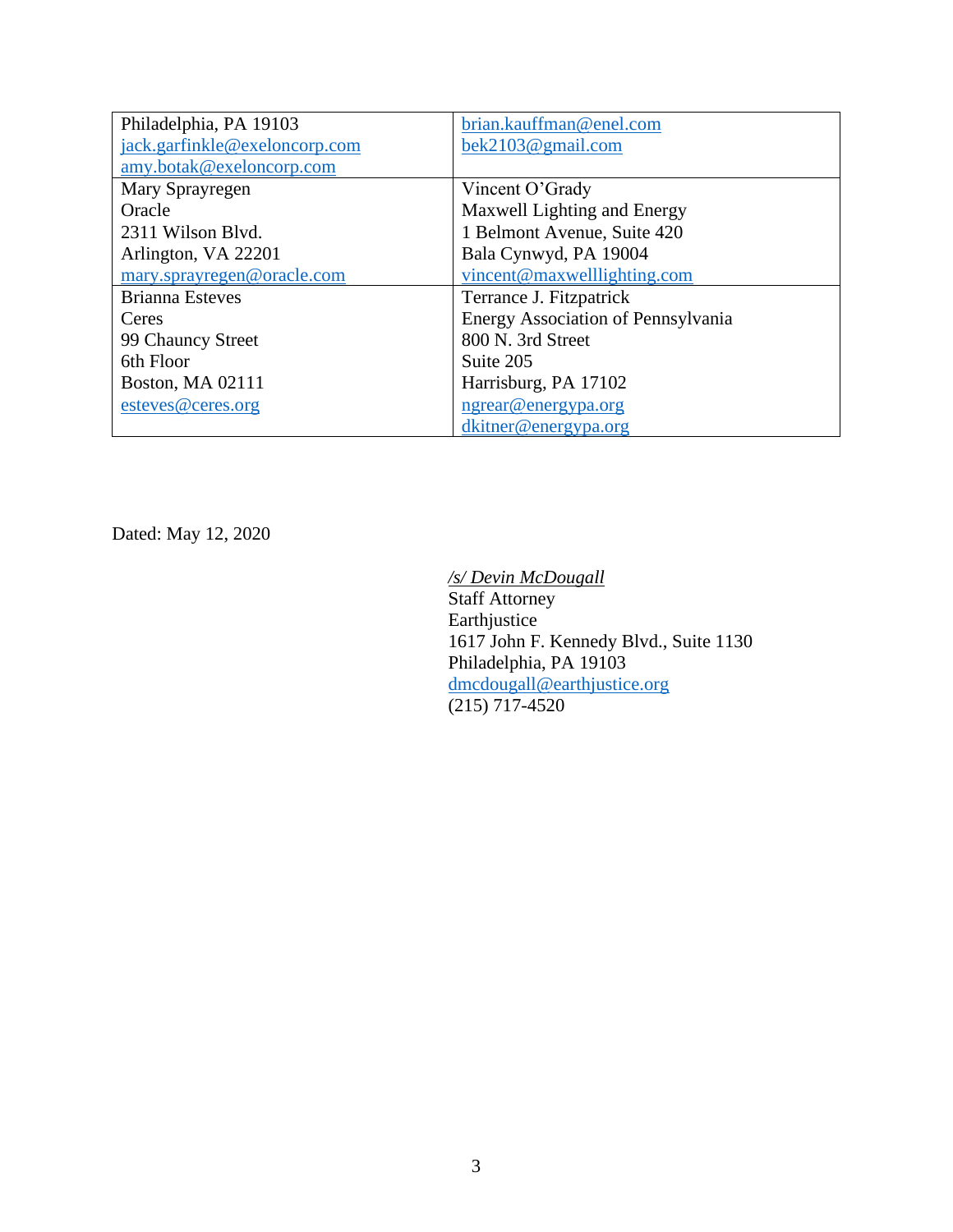| | |
|---|---|
| Philadelphia, PA 19103<br>jack.garfinkle@exeloncorp.com<br>amy.botak@exeloncorp.com | brian.kauffman@enel.com<br>bek2103@gmail.com |
| Mary Sprayregen<br>Oracle<br>2311 Wilson Blvd.<br>Arlington, VA 22201<br>mary.sprayregen@oracle.com | Vincent O'Grady<br>Maxwell Lighting and Energy<br>1 Belmont Avenue, Suite 420<br>Bala Cynwyd, PA 19004<br>vincent@maxwelllighting.com |
| Brianna Esteves<br>Ceres<br>99 Chauncy Street<br>6th Floor<br>Boston, MA 02111<br>esteves@ceres.org | Terrance J. Fitzpatrick<br>Energy Association of Pennsylvania<br>800 N. 3rd Street<br>Suite 205<br>Harrisburg, PA 17102<br>ngrear@energypa.org<br>dkitner@energypa.org |

Dated: May 12, 2020

*/s/ Devin McDougall*
Staff Attorney
Earthjustice
1617 John F. Kennedy Blvd., Suite 1130
Philadelphia, PA 19103
dmcdougall@earthjustice.org
(215) 717-4520